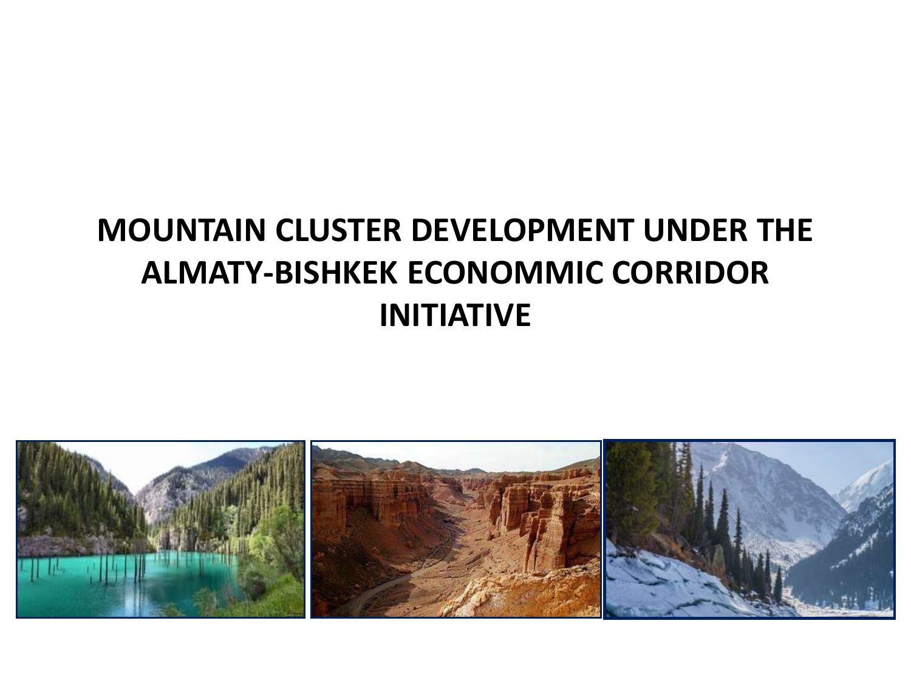# MOUNTAIN CLUSTER DEVELOPMENT UNDER THE ALMATY-BISHKEK ECONOMMIC CORRIDOR INITIATIVE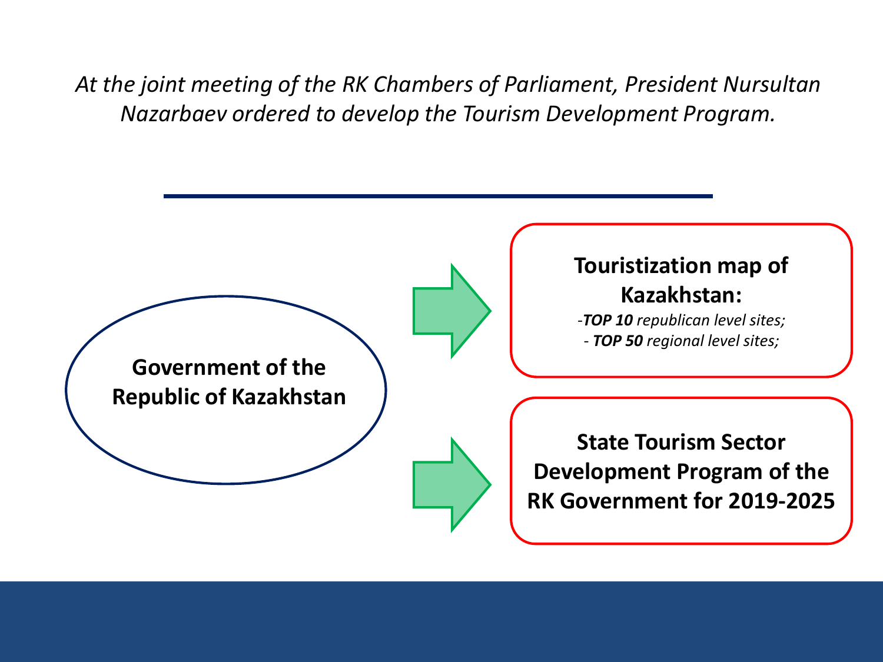*At the joint meeting of the RK Chambers of Parliament, President Nursultan Nazarbaev ordered to develop the Tourism Development Program.*

---

**Government of the Republic of Kazakhstan**

**Touristization map of Kazakhstan:**

*-**TOP 10** republican level sites;*
*- **TOP 50** regional level sites;*

**State Tourism Sector Development Program of the RK Government for 2019-2025**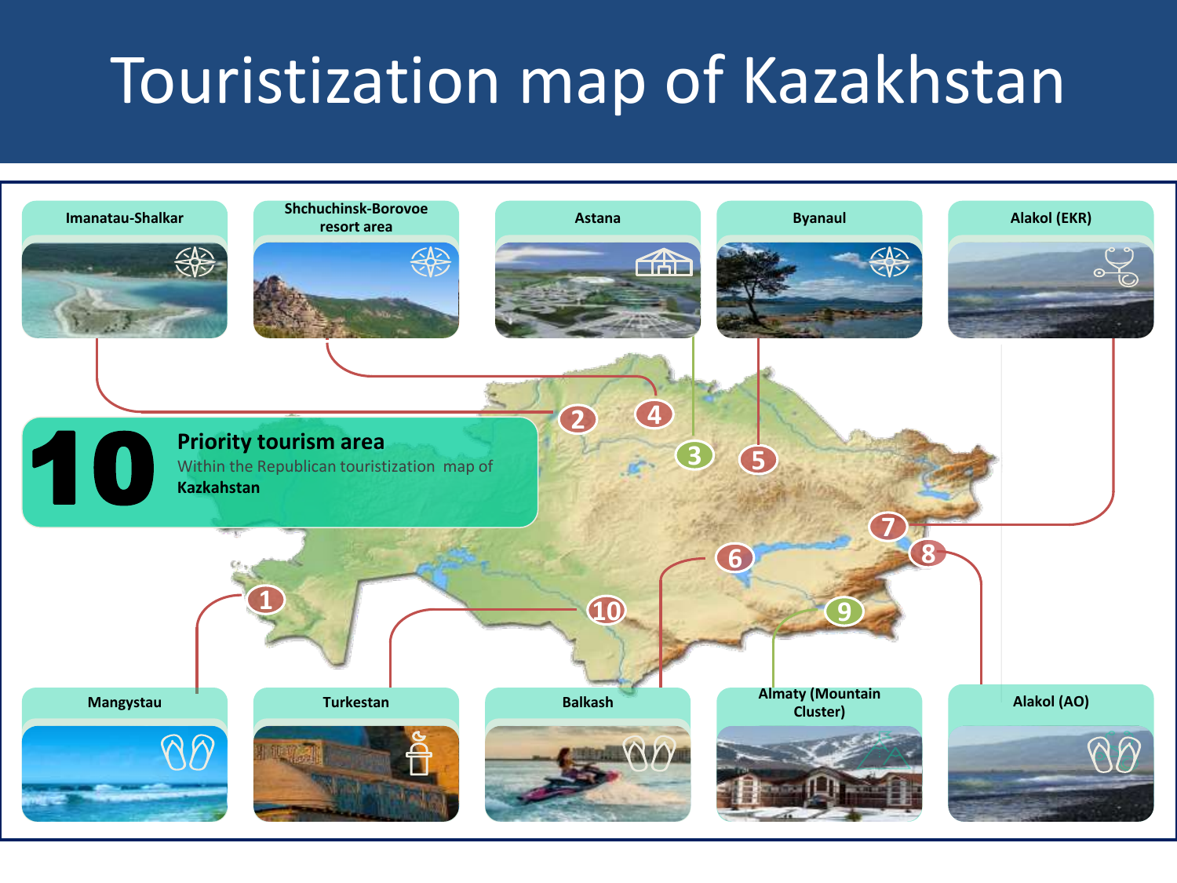# Touristization map of Kazakhstan

**10** **Priority tourism area**

Within the Republican touristization map of **Kazakhstan**

1. Mangystau
2. Imanatau-Shalkar
3. Astana
4. Shchuchinsk-Borovoe resort area
5. Byanaul
6. Balkash
7. Alakol (EKR)
8. Alakol (AO)
9. Almaty (Mountain Cluster)
10. Turkestan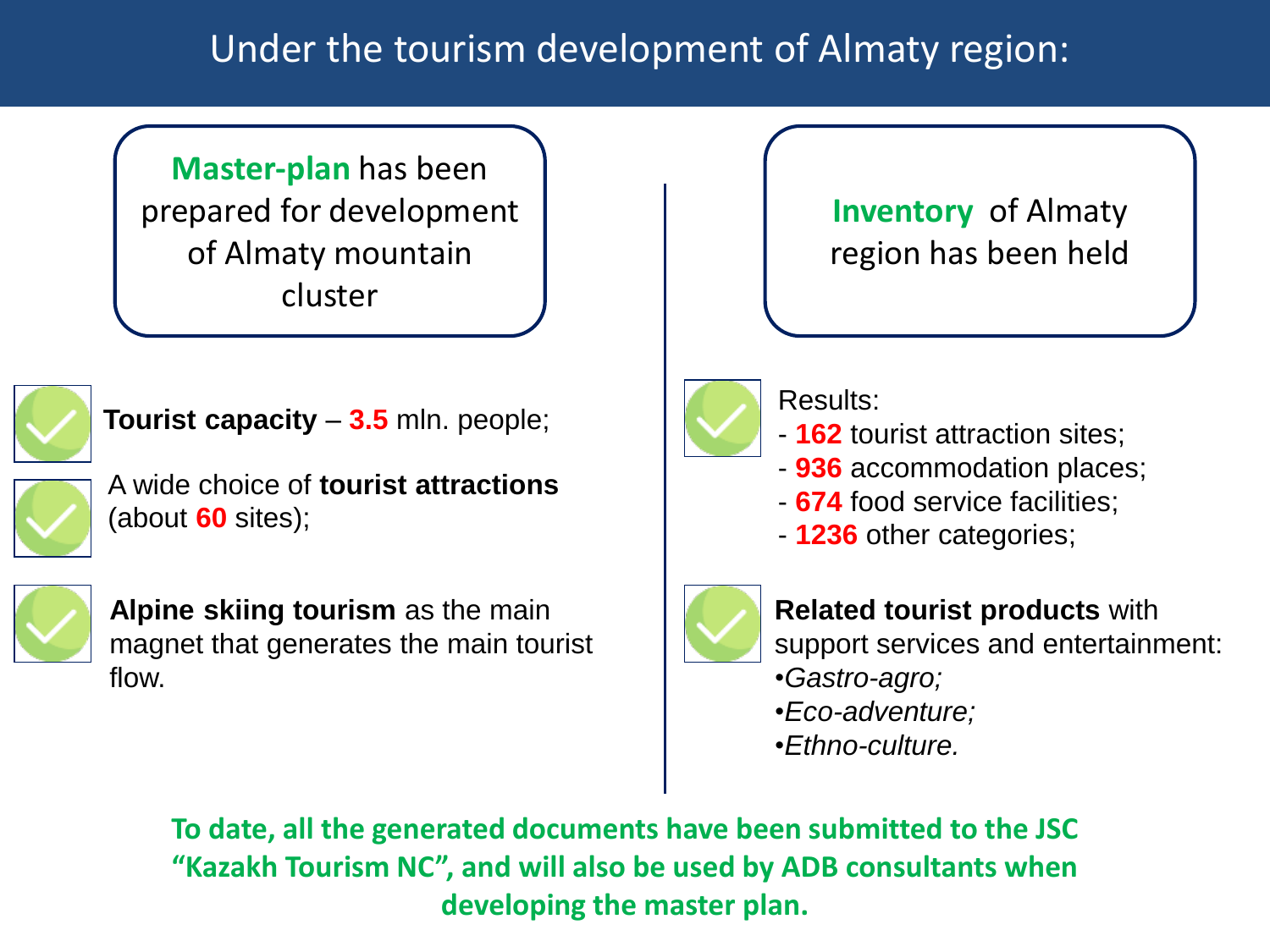# Under the tourism development of Almaty region:

**Master-plan** has been prepared for development of Almaty mountain cluster

- **Tourist capacity** – **3.5** mln. people;
- A wide choice of **tourist attractions** (about **60** sites);
- **Alpine skiing tourism** as the main magnet that generates the main tourist flow.

**Inventory** of Almaty region has been held

- Results:
  - **162** tourist attraction sites;
  - **936** accommodation places;
  - **674** food service facilities;
  - **1236** other categories;
- **Related tourist products** with support services and entertainment:
  - *Gastro-agro;*
  - *Eco-adventure;*
  - *Ethno-culture.*

**To date, all the generated documents have been submitted to the JSC "Kazakh Tourism NC", and will also be used by ADB consultants when developing the master plan.**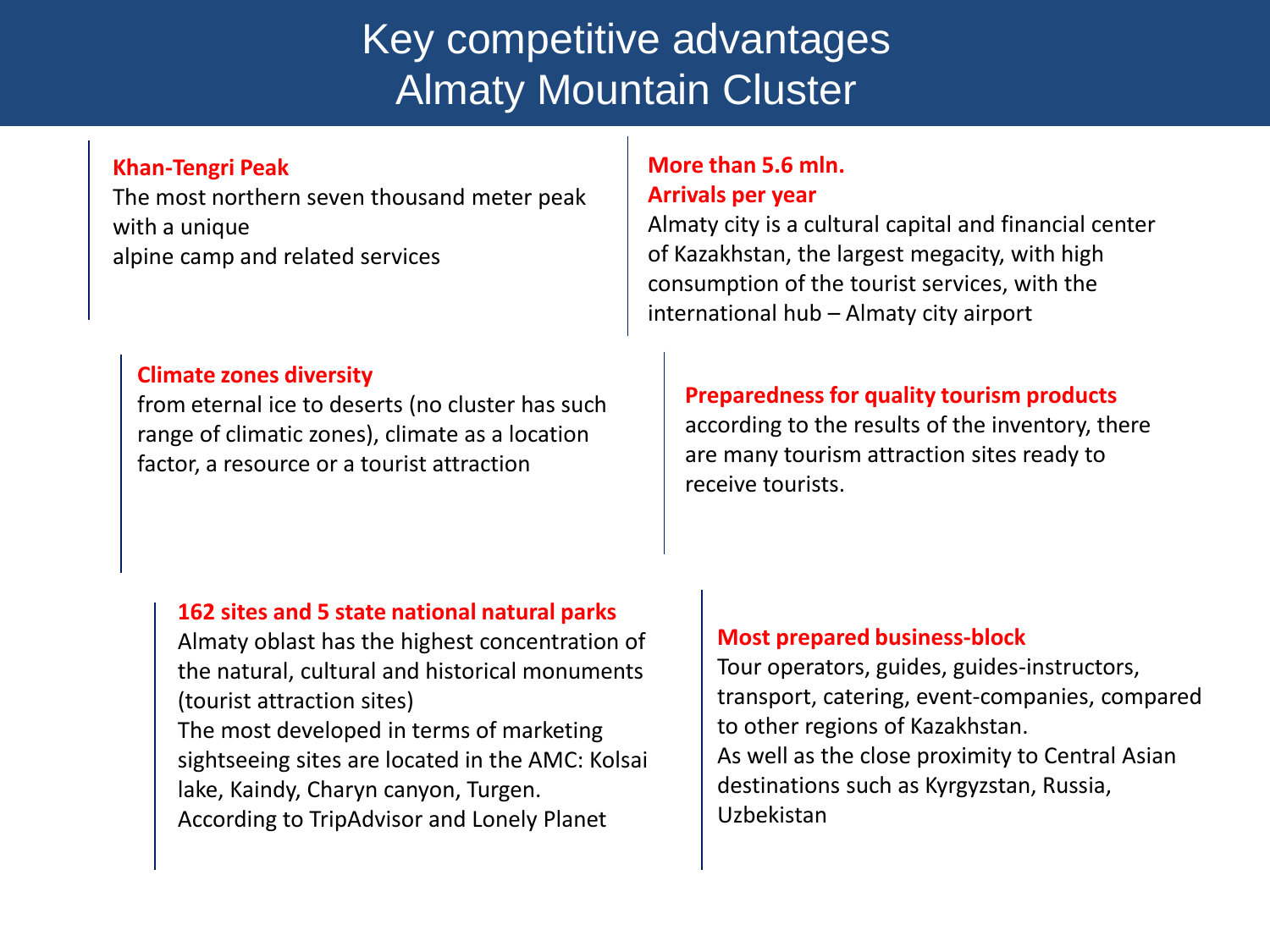# Key competitive advantages
# Almaty Mountain Cluster

**Khan-Tengri Peak**
The most northern seven thousand meter peak with a unique
alpine camp and related services

**More than 5.6 mln.**
**Arrivals per year**
Almaty city is a cultural capital and financial center of Kazakhstan, the largest megacity, with high consumption of the tourist services, with the international hub – Almaty city airport

**Climate zones diversity**
from eternal ice to deserts (no cluster has such range of climatic zones), climate as a location factor, a resource or a tourist attraction

**Preparedness for quality tourism products**
according to the results of the inventory, there are many tourism attraction sites ready to receive tourists.

**162 sites and 5 state national natural parks**
Almaty oblast has the highest concentration of the natural, cultural and historical monuments (tourist attraction sites)
The most developed in terms of marketing sightseeing sites are located in the AMC: Kolsai lake, Kaindy, Charyn canyon, Turgen.
According to TripAdvisor and Lonely Planet

**Most prepared business-block**
Tour operators, guides, guides-instructors, transport, catering, event-companies, compared to other regions of Kazakhstan.
As well as the close proximity to Central Asian destinations such as Kyrgyzstan, Russia, Uzbekistan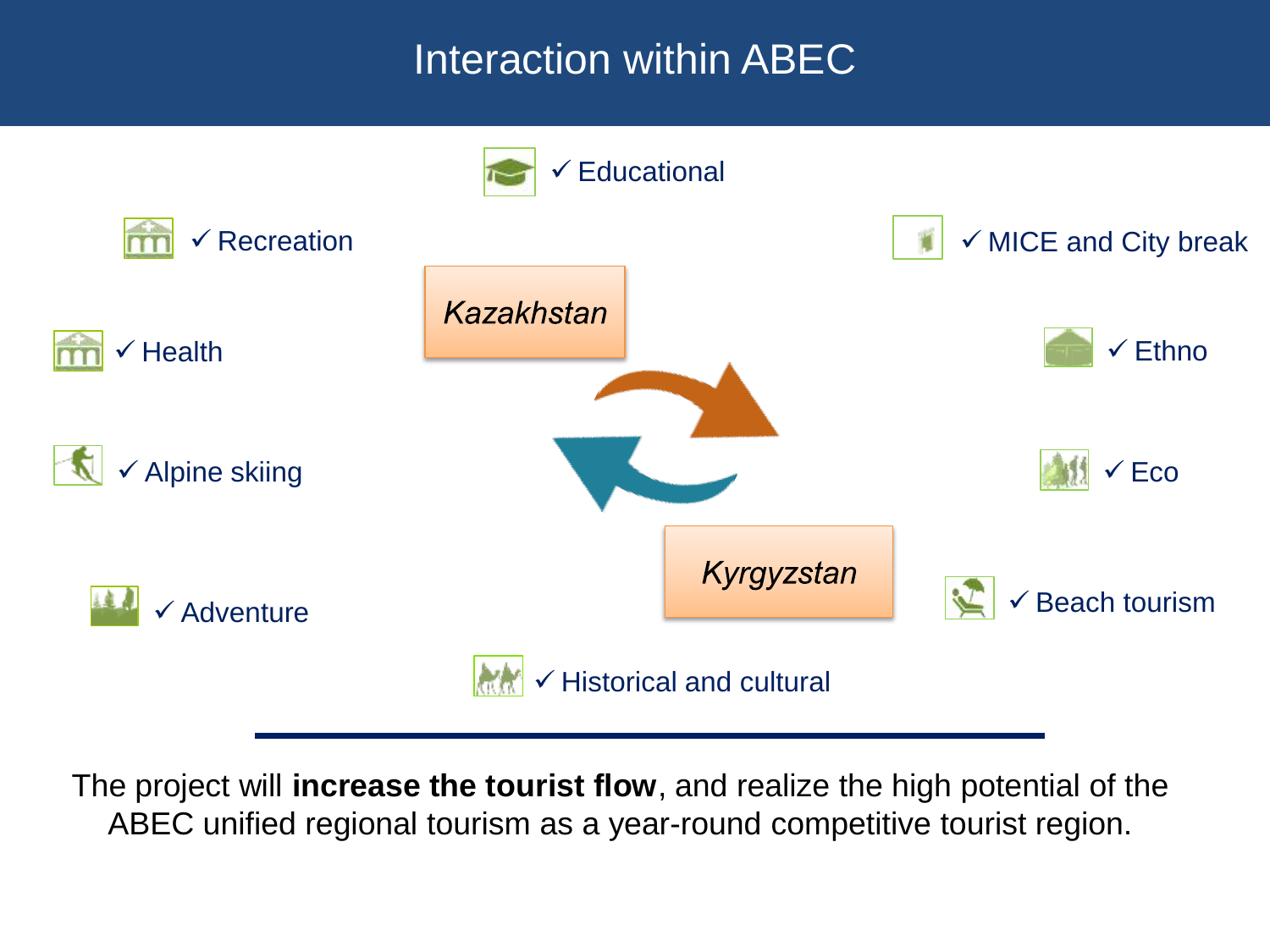# Interaction within ABEC

- ✓ Educational
- ✓ Recreation
- ✓ MICE and City break
- ✓ Health
- ✓ Ethno
- ✓ Alpine skiing
- ✓ Eco
- ✓ Adventure
- ✓ Beach tourism
- ✓ Historical and cultural

*Kazakhstan*

*Kyrgyzstan*

The project will **increase the tourist flow**, and realize the high potential of the ABEC unified regional tourism as a year-round competitive tourist region.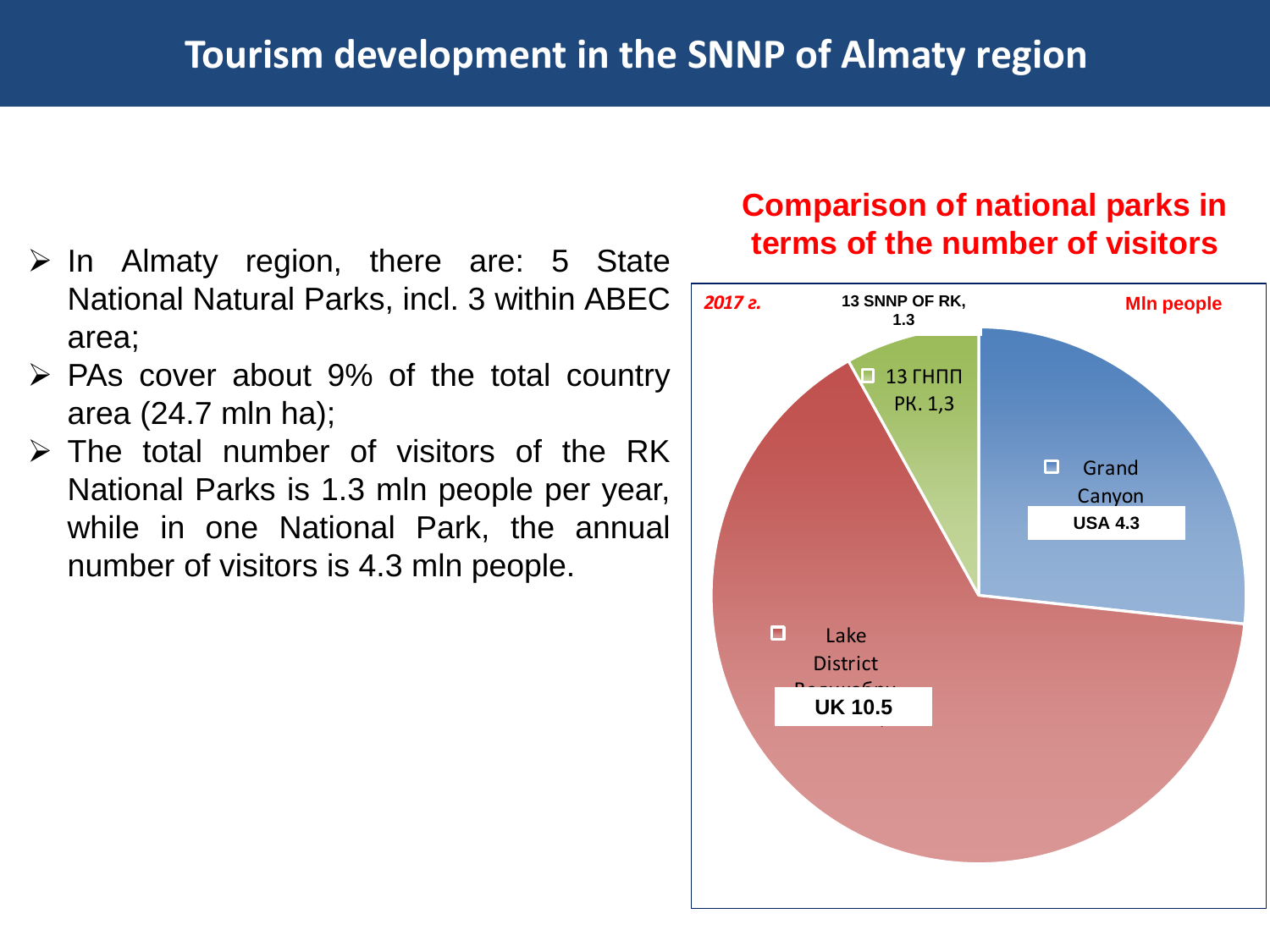# Tourism development in the SNNP of Almaty region

- In Almaty region, there are: 5 State National Natural Parks, incl. 3 within ABEC area;
- PAs cover about 9% of the total country area (24.7 mln ha);
- The total number of visitors of the RK National Parks is 1.3 mln people per year, while in one National Park, the annual number of visitors is 4.3 mln people.

## Comparison of national parks in terms of the number of visitors

*2017 г.*

Mln people

| National park | Visitors (mln people) |
|---|---|
| 13 SNNP OF RK | 1.3 |
| Grand Canyon USA | 4.3 |
| Lake District UK | 10.5 |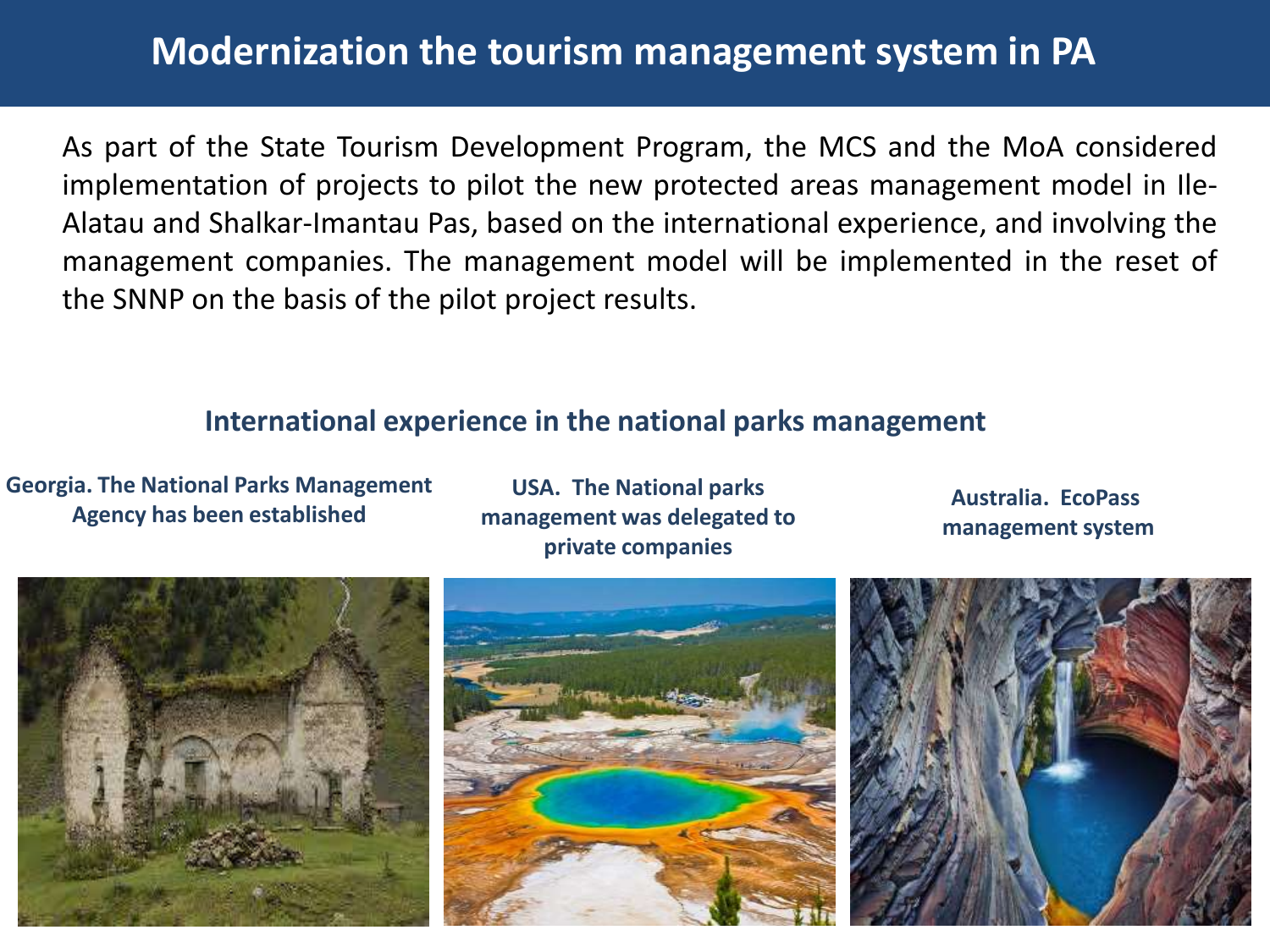# Modernization the tourism management system in PA

As part of the State Tourism Development Program, the MCS and the MoA considered implementation of projects to pilot the new protected areas management model in Ile-Alatau and Shalkar-Imantau Pas, based on the international experience, and involving the management companies. The management model will be implemented in the reset of the SNNP on the basis of the pilot project results.

## International experience in the national parks management

**Georgia. The National Parks Management Agency has been established**

**USA. The National parks management was delegated to private companies**

**Australia. EcoPass management system**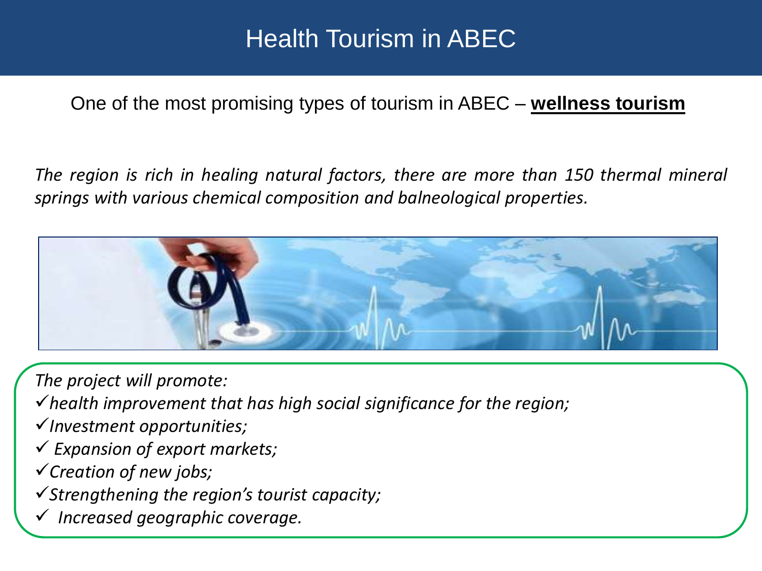# Health Tourism in ABEC

One of the most promising types of tourism in ABEC – **wellness tourism**

*The region is rich in healing natural factors, there are more than 150 thermal mineral springs with various chemical composition and balneological properties.*

*The project will promote:*

- ✓ *health improvement that has high social significance for the region;*
- ✓ *Investment opportunities;*
- ✓ *Expansion of export markets;*
- ✓ *Creation of new jobs;*
- ✓ *Strengthening the region's tourist capacity;*
- ✓ *Increased geographic coverage.*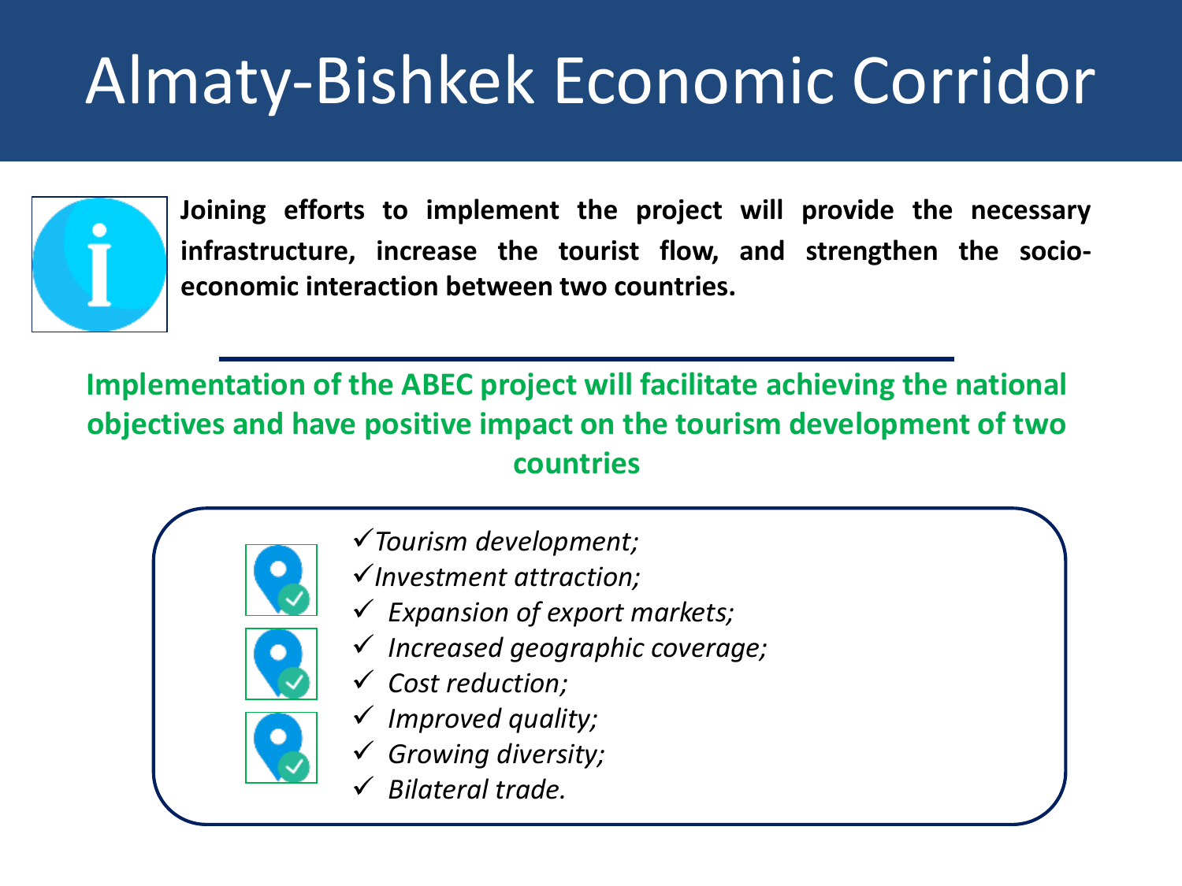# Almaty-Bishkek Economic Corridor

**Joining efforts to implement the project will provide the necessary infrastructure, increase the tourist flow, and strengthen the socio-economic interaction between two countries.**

**Implementation of the ABEC project will facilitate achieving the national objectives and have positive impact on the tourism development of two countries**

- ✓ *Tourism development;*
- ✓ *Investment attraction;*
- ✓ *Expansion of export markets;*
- ✓ *Increased geographic coverage;*
- ✓ *Cost reduction;*
- ✓ *Improved quality;*
- ✓ *Growing diversity;*
- ✓ *Bilateral trade.*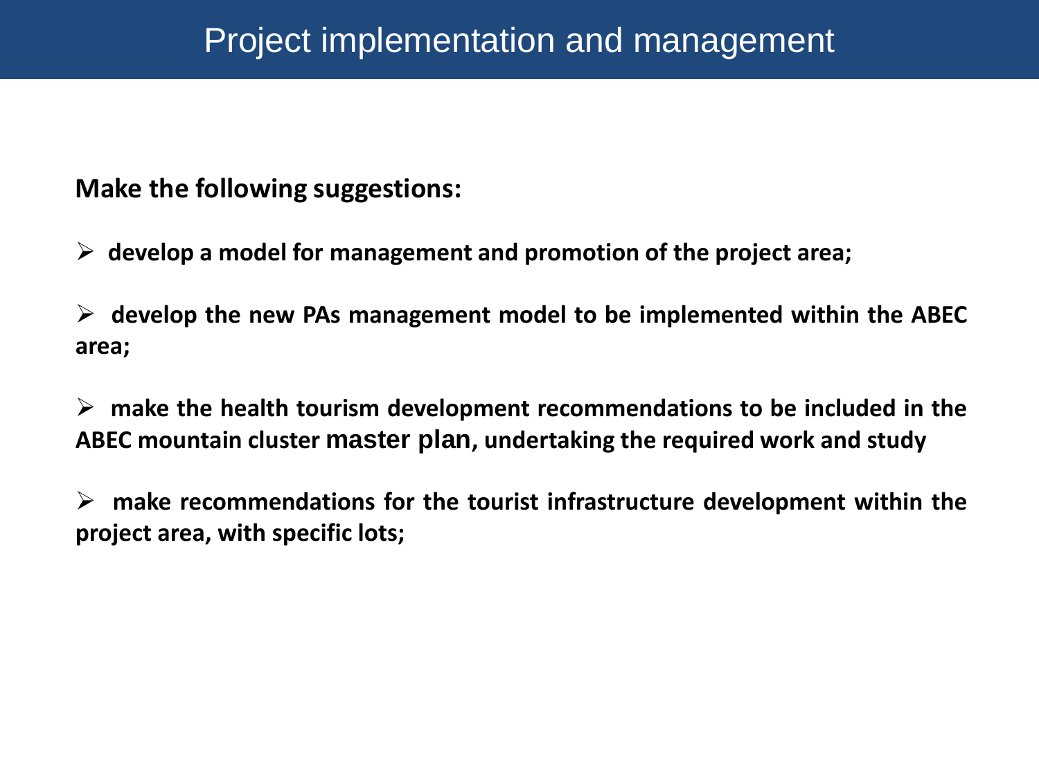# Project implementation and management

**Make the following suggestions:**

- **develop a model for management and promotion of the project area;**
- **develop the new PAs management model to be implemented within the ABEC area;**
- **make the health tourism development recommendations to be included in the ABEC mountain cluster master plan, undertaking the required work and study**
- **make recommendations for the tourist infrastructure development within the project area, with specific lots;**